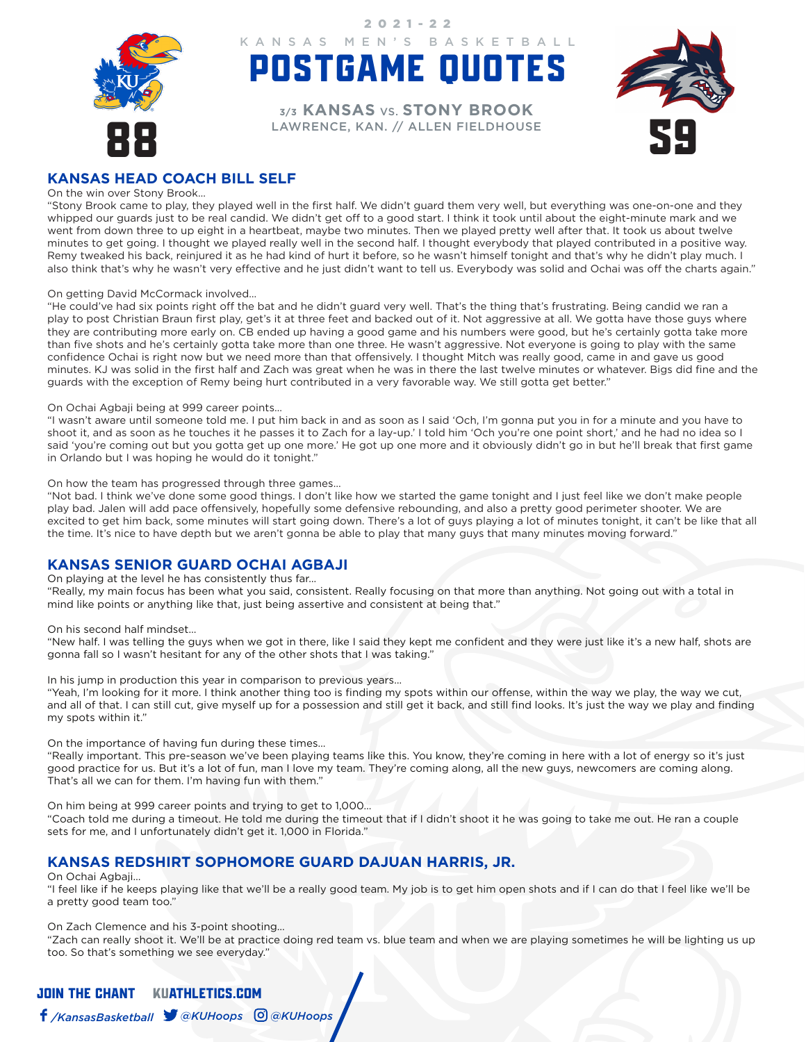# 2021-22 KANSAS MEN'S BASKETBALL POSTGAME QUOTES

**3/3 KANSAS vs. STONY BROOK**
LAWRENCE, KAN. // ALLEN FIELDHOUSE

**88** — **59**

## KANSAS HEAD COACH BILL SELF

On the win over Stony Brook…

"Stony Brook came to play, they played well in the first half. We didn't guard them very well, but everything was one-on-one and they whipped our guards just to be real candid. We didn't get off to a good start. I think it took until about the eight-minute mark and we went from down three to up eight in a heartbeat, maybe two minutes. Then we played pretty well after that. It took us about twelve minutes to get going. I thought we played really well in the second half. I thought everybody that played contributed in a positive way. Remy tweaked his back, reinjured it as he had kind of hurt it before, so he wasn't himself tonight and that's why he didn't play much. I also think that's why he wasn't very effective and he just didn't want to tell us. Everybody was solid and Ochai was off the charts again."

On getting David McCormack involved…

"He could've had six points right off the bat and he didn't guard very well. That's the thing that's frustrating. Being candid we ran a play to post Christian Braun first play, get's it at three feet and backed out of it. Not aggressive at all. We gotta have those guys where they are contributing more early on. CB ended up having a good game and his numbers were good, but he's certainly gotta take more than five shots and he's certainly gotta take more than one three. He wasn't aggressive. Not everyone is going to play with the same confidence Ochai is right now but we need more than that offensively. I thought Mitch was really good, came in and gave us good minutes. KJ was solid in the first half and Zach was great when he was in there the last twelve minutes or whatever. Bigs did fine and the guards with the exception of Remy being hurt contributed in a very favorable way. We still gotta get better."

On Ochai Agbaji being at 999 career points…

"I wasn't aware until someone told me. I put him back in and as soon as I said 'Och, I'm gonna put you in for a minute and you have to shoot it, and as soon as he touches it he passes it to Zach for a lay-up.' I told him 'Och you're one point short,' and he had no idea so I said 'you're coming out but you gotta get up one more.' He got up one more and it obviously didn't go in but he'll break that first game in Orlando but I was hoping he would do it tonight."

On how the team has progressed through three games…

"Not bad. I think we've done some good things. I don't like how we started the game tonight and I just feel like we don't make people play bad. Jalen will add pace offensively, hopefully some defensive rebounding, and also a pretty good perimeter shooter. We are excited to get him back, some minutes will start going down. There's a lot of guys playing a lot of minutes tonight, it can't be like that all the time. It's nice to have depth but we aren't gonna be able to play that many guys that many minutes moving forward."

## KANSAS SENIOR GUARD OCHAI AGBAJI

On playing at the level he has consistently thus far…

"Really, my main focus has been what you said, consistent. Really focusing on that more than anything. Not going out with a total in mind like points or anything like that, just being assertive and consistent at being that."

On his second half mindset…

"New half. I was telling the guys when we got in there, like I said they kept me confident and they were just like it's a new half, shots are gonna fall so I wasn't hesitant for any of the other shots that I was taking."

In his jump in production this year in comparison to previous years…

"Yeah, I'm looking for it more. I think another thing too is finding my spots within our offense, within the way we play, the way we cut, and all of that. I can still cut, give myself up for a possession and still get it back, and still find looks. It's just the way we play and finding my spots within it."

On the importance of having fun during these times…

"Really important. This pre-season we've been playing teams like this. You know, they're coming in here with a lot of energy so it's just good practice for us. But it's a lot of fun, man I love my team. They're coming along, all the new guys, newcomers are coming along. That's all we can for them. I'm having fun with them."

On him being at 999 career points and trying to get to 1,000…

"Coach told me during a timeout. He told me during the timeout that if I didn't shoot it he was going to take me out. He ran a couple sets for me, and I unfortunately didn't get it. 1,000 in Florida."

## KANSAS REDSHIRT SOPHOMORE GUARD DAJUAN HARRIS, JR.

On Ochai Agbaji…

"I feel like if he keeps playing like that we'll be a really good team. My job is to get him open shots and if I can do that I feel like we'll be a pretty good team too."

On Zach Clemence and his 3-point shooting…

"Zach can really shoot it. We'll be at practice doing red team vs. blue team and when we are playing sometimes he will be lighting us up too. So that's something we see everyday."

JOIN THE CHANT KUATHLETICS.COM

/KansasBasketball @KUHoops @KUHoops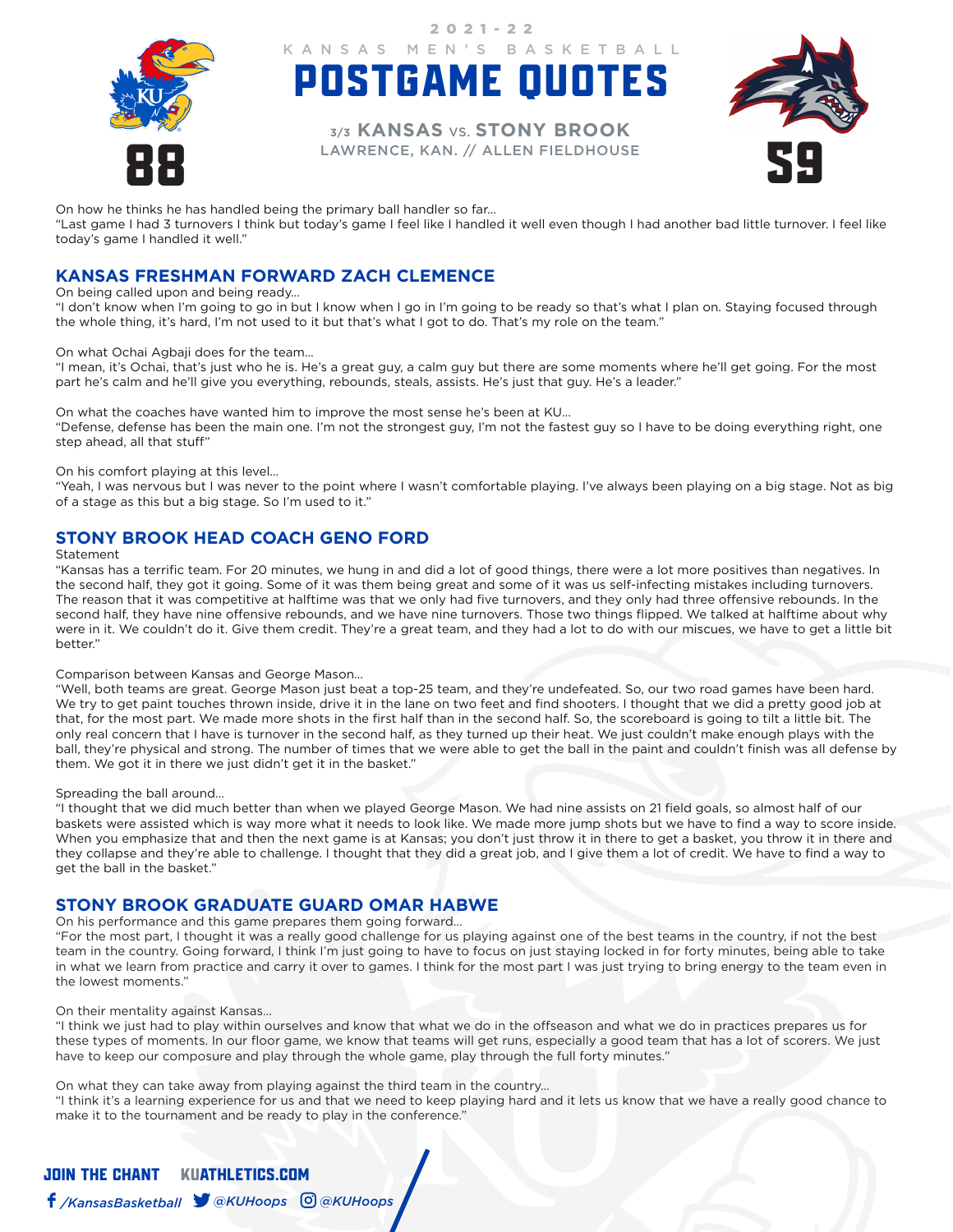2021-22

KANSAS MEN'S BASKETBALL

# POSTGAME QUOTES

3/3 KANSAS vs. STONY BROOK

LAWRENCE, KAN. // ALLEN FIELDHOUSE

88 — 59

On how he thinks he has handled being the primary ball handler so far…
"Last game I had 3 turnovers I think but today's game I feel like I handled it well even though I had another bad little turnover. I feel like today's game I handled it well."

## KANSAS FRESHMAN FORWARD ZACH CLEMENCE

On being called upon and being ready…
"I don't know when I'm going to go in but I know when I go in I'm going to be ready so that's what I plan on. Staying focused through the whole thing, it's hard, I'm not used to it but that's what I got to do. That's my role on the team."

On what Ochai Agbaji does for the team…
"I mean, it's Ochai, that's just who he is. He's a great guy, a calm guy but there are some moments where he'll get going. For the most part he's calm and he'll give you everything, rebounds, steals, assists. He's just that guy. He's a leader."

On what the coaches have wanted him to improve the most sense he's been at KU…
"Defense, defense has been the main one. I'm not the strongest guy, I'm not the fastest guy so I have to be doing everything right, one step ahead, all that stuff"

On his comfort playing at this level…
"Yeah, I was nervous but I was never to the point where I wasn't comfortable playing. I've always been playing on a big stage. Not as big of a stage as this but a big stage. So I'm used to it."

## STONY BROOK HEAD COACH GENO FORD

Statement
"Kansas has a terrific team. For 20 minutes, we hung in and did a lot of good things, there were a lot more positives than negatives. In the second half, they got it going. Some of it was them being great and some of it was us self-infecting mistakes including turnovers. The reason that it was competitive at halftime was that we only had five turnovers, and they only had three offensive rebounds. In the second half, they have nine offensive rebounds, and we have nine turnovers. Those two things flipped. We talked at halftime about why were in it. We couldn't do it. Give them credit. They're a great team, and they had a lot to do with our miscues, we have to get a little bit better."

Comparison between Kansas and George Mason…
"Well, both teams are great. George Mason just beat a top-25 team, and they're undefeated. So, our two road games have been hard. We try to get paint touches thrown inside, drive it in the lane on two feet and find shooters. I thought that we did a pretty good job at that, for the most part. We made more shots in the first half than in the second half. So, the scoreboard is going to tilt a little bit. The only real concern that I have is turnover in the second half, as they turned up their heat. We just couldn't make enough plays with the ball, they're physical and strong. The number of times that we were able to get the ball in the paint and couldn't finish was all defense by them. We got it in there we just didn't get it in the basket."

Spreading the ball around…
"I thought that we did much better than when we played George Mason. We had nine assists on 21 field goals, so almost half of our baskets were assisted which is way more what it needs to look like. We made more jump shots but we have to find a way to score inside. When you emphasize that and then the next game is at Kansas; you don't just throw it in there to get a basket, you throw it in there and they collapse and they're able to challenge. I thought that they did a great job, and I give them a lot of credit. We have to find a way to get the ball in the basket."

## STONY BROOK GRADUATE GUARD OMAR HABWE

On his performance and this game prepares them going forward…
"For the most part, I thought it was a really good challenge for us playing against one of the best teams in the country, if not the best team in the country. Going forward, I think I'm just going to have to focus on just staying locked in for forty minutes, being able to take in what we learn from practice and carry it over to games. I think for the most part I was just trying to bring energy to the team even in the lowest moments."

On their mentality against Kansas…
"I think we just had to play within ourselves and know that what we do in the offseason and what we do in practices prepares us for these types of moments. In our floor game, we know that teams will get runs, especially a good team that has a lot of scorers. We just have to keep our composure and play through the whole game, play through the full forty minutes."

On what they can take away from playing against the third team in the country…
"I think it's a learning experience for us and that we need to keep playing hard and it lets us know that we have a really good chance to make it to the tournament and be ready to play in the conference."

JOIN THE CHANT KUATHLETICS.COM

/KansasBasketball @KUHoops @KUHoops